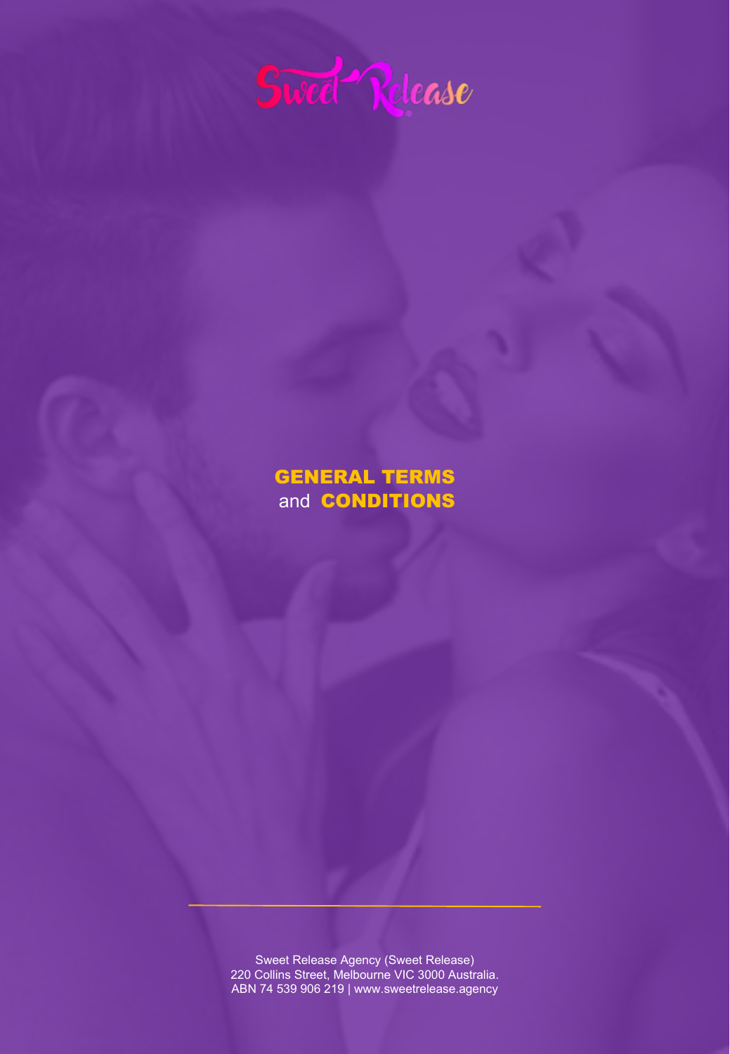Sweet Release

# GENERAL TERMS and CONDITIONS

Sweet Release Agency (Sweet Release)
220 Collins Street, Melbourne VIC 3000 Australia.
ABN 74 539 906 219 | www.sweetrelease.agency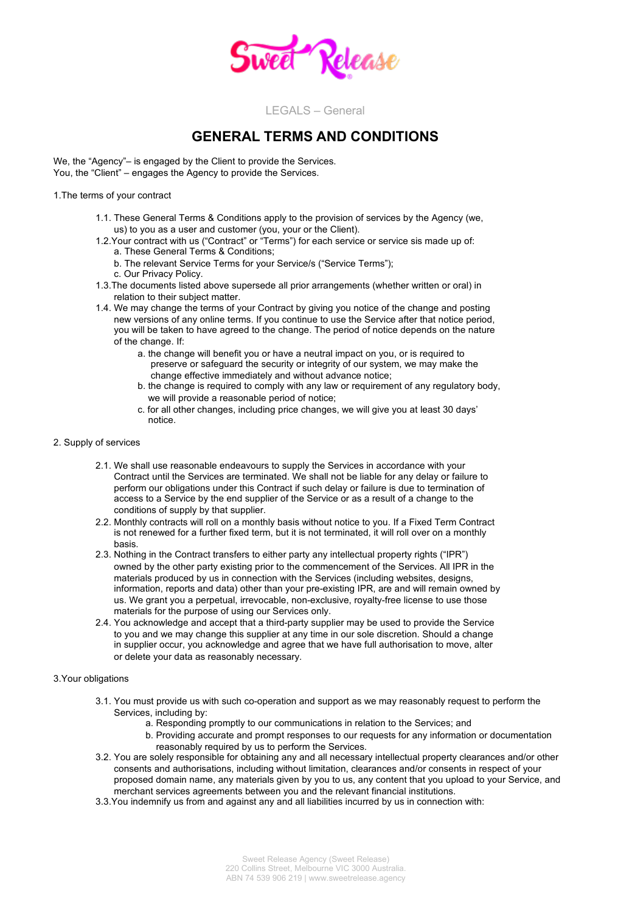LEGALS – General

# GENERAL TERMS AND CONDITIONS

We, the "Agency"– is engaged by the Client to provide the Services.
You, the "Client" – engages the Agency to provide the Services.

1.The terms of your contract

1.1. These General Terms & Conditions apply to the provision of services by the Agency (we, us) to you as a user and customer (you, your or the Client).

1.2.Your contract with us ("Contract" or "Terms") for each service or service sis made up of:
  a. These General Terms & Conditions;
  b. The relevant Service Terms for your Service/s ("Service Terms");
  c. Our Privacy Policy.

1.3.The documents listed above supersede all prior arrangements (whether written or oral) in relation to their subject matter.

1.4. We may change the terms of your Contract by giving you notice of the change and posting new versions of any online terms. If you continue to use the Service after that notice period, you will be taken to have agreed to the change. The period of notice depends on the nature of the change. If:
  a. the change will benefit you or have a neutral impact on you, or is required to preserve or safeguard the security or integrity of our system, we may make the change effective immediately and without advance notice;
  b. the change is required to comply with any law or requirement of any regulatory body, we will provide a reasonable period of notice;
  c. for all other changes, including price changes, we will give you at least 30 days' notice.

2. Supply of services

2.1. We shall use reasonable endeavours to supply the Services in accordance with your Contract until the Services are terminated. We shall not be liable for any delay or failure to perform our obligations under this Contract if such delay or failure is due to termination of access to a Service by the end supplier of the Service or as a result of a change to the conditions of supply by that supplier.

2.2. Monthly contracts will roll on a monthly basis without notice to you. If a Fixed Term Contract is not renewed for a further fixed term, but it is not terminated, it will roll over on a monthly basis.

2.3. Nothing in the Contract transfers to either party any intellectual property rights ("IPR") owned by the other party existing prior to the commencement of the Services. All IPR in the materials produced by us in connection with the Services (including websites, designs, information, reports and data) other than your pre-existing IPR, are and will remain owned by us. We grant you a perpetual, irrevocable, non-exclusive, royalty-free license to use those materials for the purpose of using our Services only.

2.4. You acknowledge and accept that a third-party supplier may be used to provide the Service to you and we may change this supplier at any time in our sole discretion. Should a change in supplier occur, you acknowledge and agree that we have full authorisation to move, alter or delete your data as reasonably necessary.

3.Your obligations

3.1. You must provide us with such co-operation and support as we may reasonably request to perform the Services, including by:
  a. Responding promptly to our communications in relation to the Services; and
  b. Providing accurate and prompt responses to our requests for any information or documentation reasonably required by us to perform the Services.

3.2. You are solely responsible for obtaining any and all necessary intellectual property clearances and/or other consents and authorisations, including without limitation, clearances and/or consents in respect of your proposed domain name, any materials given by you to us, any content that you upload to your Service, and merchant services agreements between you and the relevant financial institutions.

3.3.You indemnify us from and against any and all liabilities incurred by us in connection with: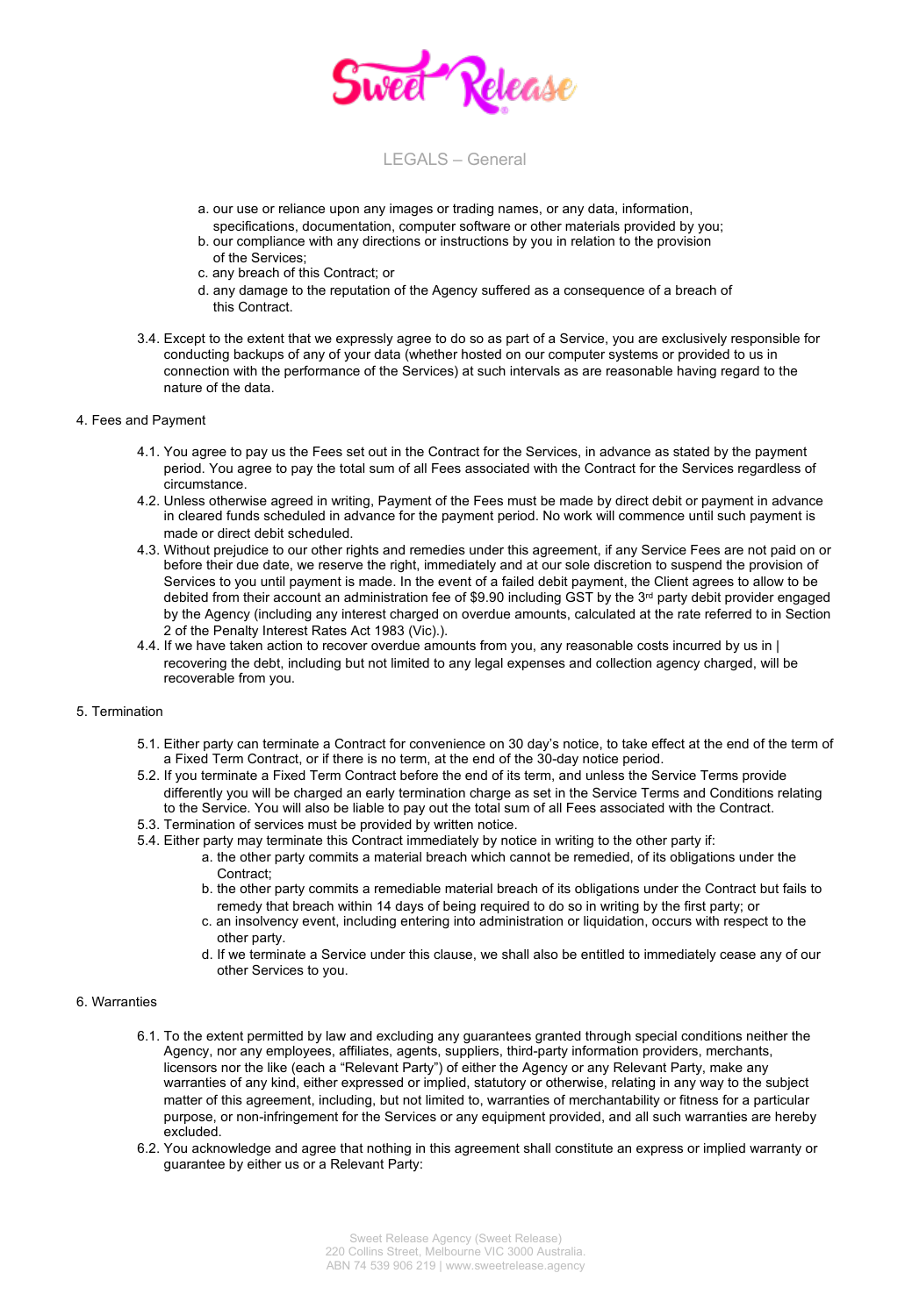a. our use or reliance upon any images or trading names, or any data, information, specifications, documentation, computer software or other materials provided by you;
b. our compliance with any directions or instructions by you in relation to the provision of the Services;
c. any breach of this Contract; or
d. any damage to the reputation of the Agency suffered as a consequence of a breach of this Contract.

3.4. Except to the extent that we expressly agree to do so as part of a Service, you are exclusively responsible for conducting backups of any of your data (whether hosted on our computer systems or provided to us in connection with the performance of the Services) at such intervals as are reasonable having regard to the nature of the data.

4. Fees and Payment

4.1. You agree to pay us the Fees set out in the Contract for the Services, in advance as stated by the payment period. You agree to pay the total sum of all Fees associated with the Contract for the Services regardless of circumstance.
4.2. Unless otherwise agreed in writing, Payment of the Fees must be made by direct debit or payment in advance in cleared funds scheduled in advance for the payment period. No work will commence until such payment is made or direct debit scheduled.
4.3. Without prejudice to our other rights and remedies under this agreement, if any Service Fees are not paid on or before their due date, we reserve the right, immediately and at our sole discretion to suspend the provision of Services to you until payment is made. In the event of a failed debit payment, the Client agrees to allow to be debited from their account an administration fee of $9.90 including GST by the 3rd party debit provider engaged by the Agency (including any interest charged on overdue amounts, calculated at the rate referred to in Section 2 of the Penalty Interest Rates Act 1983 (Vic).).
4.4. If we have taken action to recover overdue amounts from you, any reasonable costs incurred by us in | recovering the debt, including but not limited to any legal expenses and collection agency charged, will be recoverable from you.

5. Termination

5.1. Either party can terminate a Contract for convenience on 30 day's notice, to take effect at the end of the term of a Fixed Term Contract, or if there is no term, at the end of the 30-day notice period.
5.2. If you terminate a Fixed Term Contract before the end of its term, and unless the Service Terms provide differently you will be charged an early termination charge as set in the Service Terms and Conditions relating to the Service. You will also be liable to pay out the total sum of all Fees associated with the Contract.
5.3. Termination of services must be provided by written notice.
5.4. Either party may terminate this Contract immediately by notice in writing to the other party if:
a. the other party commits a material breach which cannot be remedied, of its obligations under the Contract;
b. the other party commits a remediable material breach of its obligations under the Contract but fails to remedy that breach within 14 days of being required to do so in writing by the first party; or
c. an insolvency event, including entering into administration or liquidation, occurs with respect to the other party.
d. If we terminate a Service under this clause, we shall also be entitled to immediately cease any of our other Services to you.

6. Warranties

6.1. To the extent permitted by law and excluding any guarantees granted through special conditions neither the Agency, nor any employees, affiliates, agents, suppliers, third-party information providers, merchants, licensors nor the like (each a "Relevant Party") of either the Agency or any Relevant Party, make any warranties of any kind, either expressed or implied, statutory or otherwise, relating in any way to the subject matter of this agreement, including, but not limited to, warranties of merchantability or fitness for a particular purpose, or non-infringement for the Services or any equipment provided, and all such warranties are hereby excluded.
6.2. You acknowledge and agree that nothing in this agreement shall constitute an express or implied warranty or guarantee by either us or a Relevant Party: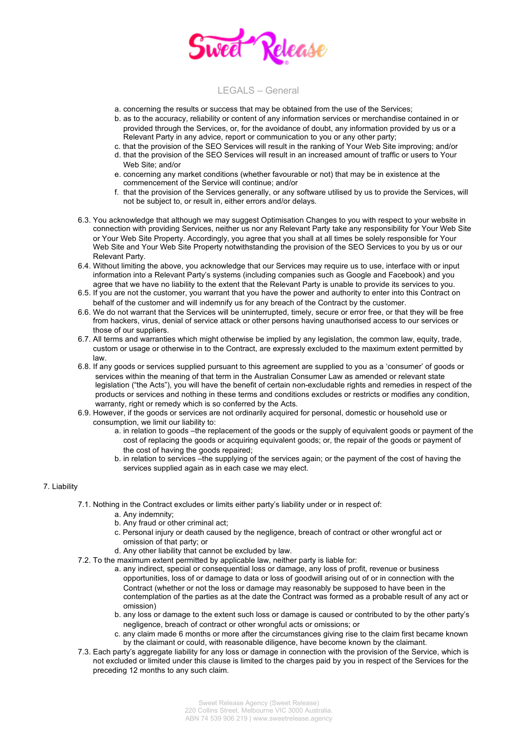a. concerning the results or success that may be obtained from the use of the Services;
b. as to the accuracy, reliability or content of any information services or merchandise contained in or provided through the Services, or, for the avoidance of doubt, any information provided by us or a Relevant Party in any advice, report or communication to you or any other party;
c. that the provision of the SEO Services will result in the ranking of Your Web Site improving; and/or
d. that the provision of the SEO Services will result in an increased amount of traffic or users to Your Web Site; and/or
e. concerning any market conditions (whether favourable or not) that may be in existence at the commencement of the Service will continue; and/or
f. that the provision of the Services generally, or any software utilised by us to provide the Services, will not be subject to, or result in, either errors and/or delays.

6.3. You acknowledge that although we may suggest Optimisation Changes to you with respect to your website in connection with providing Services, neither us nor any Relevant Party take any responsibility for Your Web Site or Your Web Site Property. Accordingly, you agree that you shall at all times be solely responsible for Your Web Site and Your Web Site Property notwithstanding the provision of the SEO Services to you by us or our Relevant Party.

6.4. Without limiting the above, you acknowledge that our Services may require us to use, interface with or input information into a Relevant Party's systems (including companies such as Google and Facebook) and you agree that we have no liability to the extent that the Relevant Party is unable to provide its services to you.

6.5. If you are not the customer, you warrant that you have the power and authority to enter into this Contract on behalf of the customer and will indemnify us for any breach of the Contract by the customer.

6.6. We do not warrant that the Services will be uninterrupted, timely, secure or error free, or that they will be free from hackers, virus, denial of service attack or other persons having unauthorised access to our services or those of our suppliers.

6.7. All terms and warranties which might otherwise be implied by any legislation, the common law, equity, trade, custom or usage or otherwise in to the Contract, are expressly excluded to the maximum extent permitted by law.

6.8. If any goods or services supplied pursuant to this agreement are supplied to you as a 'consumer' of goods or services within the meaning of that term in the Australian Consumer Law as amended or relevant state legislation ("the Acts"), you will have the benefit of certain non-excludable rights and remedies in respect of the products or services and nothing in these terms and conditions excludes or restricts or modifies any condition, warranty, right or remedy which is so conferred by the Acts.

6.9. However, if the goods or services are not ordinarily acquired for personal, domestic or household use or consumption, we limit our liability to:

a. in relation to goods –the replacement of the goods or the supply of equivalent goods or payment of the cost of replacing the goods or acquiring equivalent goods; or, the repair of the goods or payment of the cost of having the goods repaired;
b. in relation to services –the supplying of the services again; or the payment of the cost of having the services supplied again as in each case we may elect.

7. Liability

7.1. Nothing in the Contract excludes or limits either party's liability under or in respect of:

a. Any indemnity;
b. Any fraud or other criminal act;
c. Personal injury or death caused by the negligence, breach of contract or other wrongful act or omission of that party; or
d. Any other liability that cannot be excluded by law.

7.2. To the maximum extent permitted by applicable law, neither party is liable for:

a. any indirect, special or consequential loss or damage, any loss of profit, revenue or business opportunities, loss of or damage to data or loss of goodwill arising out of or in connection with the Contract (whether or not the loss or damage may reasonably be supposed to have been in the contemplation of the parties as at the date the Contract was formed as a probable result of any act or omission)
b. any loss or damage to the extent such loss or damage is caused or contributed to by the other party's negligence, breach of contract or other wrongful acts or omissions; or
c. any claim made 6 months or more after the circumstances giving rise to the claim first became known by the claimant or could, with reasonable diligence, have become known by the claimant.

7.3. Each party's aggregate liability for any loss or damage in connection with the provision of the Service, which is not excluded or limited under this clause is limited to the charges paid by you in respect of the Services for the preceding 12 months to any such claim.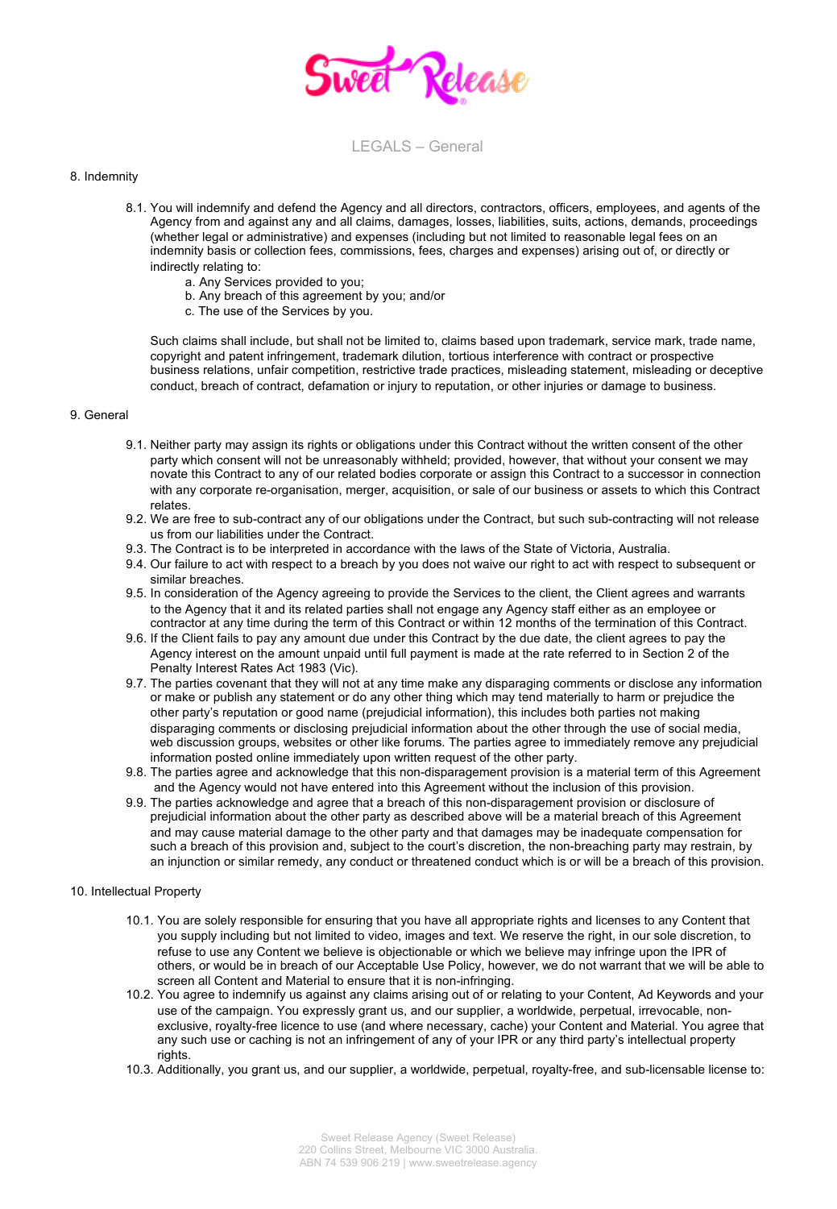LEGALS – General

8. Indemnity

8.1. You will indemnify and defend the Agency and all directors, contractors, officers, employees, and agents of the Agency from and against any and all claims, damages, losses, liabilities, suits, actions, demands, proceedings (whether legal or administrative) and expenses (including but not limited to reasonable legal fees on an indemnity basis or collection fees, commissions, fees, charges and expenses) arising out of, or directly or indirectly relating to:
   a. Any Services provided to you;
   b. Any breach of this agreement by you; and/or
   c. The use of the Services by you.

Such claims shall include, but shall not be limited to, claims based upon trademark, service mark, trade name, copyright and patent infringement, trademark dilution, tortious interference with contract or prospective business relations, unfair competition, restrictive trade practices, misleading statement, misleading or deceptive conduct, breach of contract, defamation or injury to reputation, or other injuries or damage to business.

9. General

9.1. Neither party may assign its rights or obligations under this Contract without the written consent of the other party which consent will not be unreasonably withheld; provided, however, that without your consent we may novate this Contract to any of our related bodies corporate or assign this Contract to a successor in connection with any corporate re-organisation, merger, acquisition, or sale of our business or assets to which this Contract relates.
9.2. We are free to sub-contract any of our obligations under the Contract, but such sub-contracting will not release us from our liabilities under the Contract.
9.3. The Contract is to be interpreted in accordance with the laws of the State of Victoria, Australia.
9.4. Our failure to act with respect to a breach by you does not waive our right to act with respect to subsequent or similar breaches.
9.5. In consideration of the Agency agreeing to provide the Services to the client, the Client agrees and warrants to the Agency that it and its related parties shall not engage any Agency staff either as an employee or contractor at any time during the term of this Contract or within 12 months of the termination of this Contract.
9.6. If the Client fails to pay any amount due under this Contract by the due date, the client agrees to pay the Agency interest on the amount unpaid until full payment is made at the rate referred to in Section 2 of the Penalty Interest Rates Act 1983 (Vic).
9.7. The parties covenant that they will not at any time make any disparaging comments or disclose any information or make or publish any statement or do any other thing which may tend materially to harm or prejudice the other party's reputation or good name (prejudicial information), this includes both parties not making disparaging comments or disclosing prejudicial information about the other through the use of social media, web discussion groups, websites or other like forums. The parties agree to immediately remove any prejudicial information posted online immediately upon written request of the other party.
9.8. The parties agree and acknowledge that this non-disparagement provision is a material term of this Agreement and the Agency would not have entered into this Agreement without the inclusion of this provision.
9.9. The parties acknowledge and agree that a breach of this non-disparagement provision or disclosure of prejudicial information about the other party as described above will be a material breach of this Agreement and may cause material damage to the other party and that damages may be inadequate compensation for such a breach of this provision and, subject to the court's discretion, the non-breaching party may restrain, by an injunction or similar remedy, any conduct or threatened conduct which is or will be a breach of this provision.

10. Intellectual Property

10.1. You are solely responsible for ensuring that you have all appropriate rights and licenses to any Content that you supply including but not limited to video, images and text. We reserve the right, in our sole discretion, to refuse to use any Content we believe is objectionable or which we believe may infringe upon the IPR of others, or would be in breach of our Acceptable Use Policy, however, we do not warrant that we will be able to screen all Content and Material to ensure that it is non-infringing.
10.2. You agree to indemnify us against any claims arising out of or relating to your Content, Ad Keywords and your use of the campaign. You expressly grant us, and our supplier, a worldwide, perpetual, irrevocable, non-exclusive, royalty-free licence to use (and where necessary, cache) your Content and Material. You agree that any such use or caching is not an infringement of any of your IPR or any third party's intellectual property rights.
10.3. Additionally, you grant us, and our supplier, a worldwide, perpetual, royalty-free, and sub-licensable license to: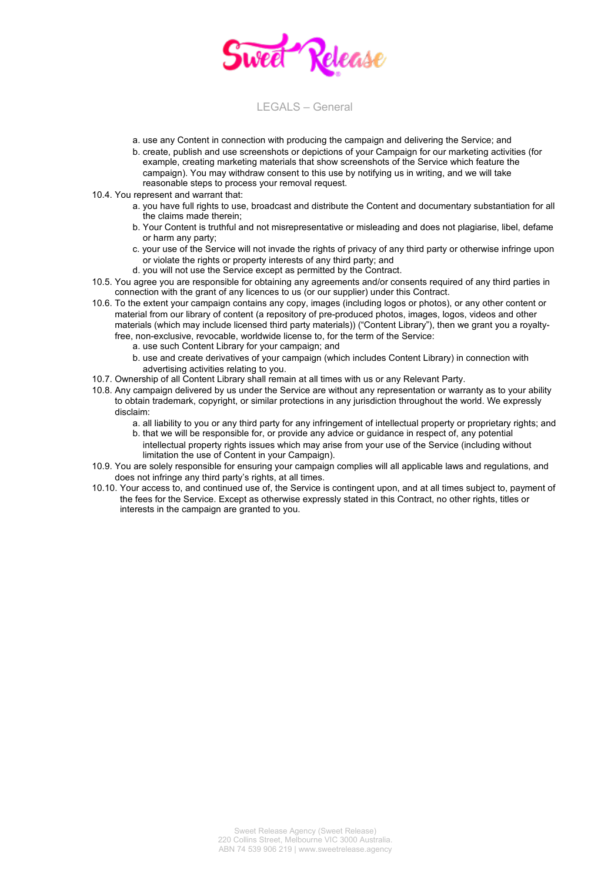a. use any Content in connection with producing the campaign and delivering the Service; and
b. create, publish and use screenshots or depictions of your Campaign for our marketing activities (for example, creating marketing materials that show screenshots of the Service which feature the campaign). You may withdraw consent to this use by notifying us in writing, and we will take reasonable steps to process your removal request.

10.4. You represent and warrant that:

a. you have full rights to use, broadcast and distribute the Content and documentary substantiation for all the claims made therein;
b. Your Content is truthful and not misrepresentative or misleading and does not plagiarise, libel, defame or harm any party;
c. your use of the Service will not invade the rights of privacy of any third party or otherwise infringe upon or violate the rights or property interests of any third party; and
d. you will not use the Service except as permitted by the Contract.

10.5. You agree you are responsible for obtaining any agreements and/or consents required of any third parties in connection with the grant of any licences to us (or our supplier) under this Contract.

10.6. To the extent your campaign contains any copy, images (including logos or photos), or any other content or material from our library of content (a repository of pre-produced photos, images, logos, videos and other materials (which may include licensed third party materials)) ("Content Library"), then we grant you a royalty-free, non-exclusive, revocable, worldwide license to, for the term of the Service:

a. use such Content Library for your campaign; and
b. use and create derivatives of your campaign (which includes Content Library) in connection with advertising activities relating to you.

10.7. Ownership of all Content Library shall remain at all times with us or any Relevant Party.

10.8. Any campaign delivered by us under the Service are without any representation or warranty as to your ability to obtain trademark, copyright, or similar protections in any jurisdiction throughout the world. We expressly disclaim:

a. all liability to you or any third party for any infringement of intellectual property or proprietary rights; and
b. that we will be responsible for, or provide any advice or guidance in respect of, any potential intellectual property rights issues which may arise from your use of the Service (including without limitation the use of Content in your Campaign).

10.9. You are solely responsible for ensuring your campaign complies will all applicable laws and regulations, and does not infringe any third party's rights, at all times.

10.10. Your access to, and continued use of, the Service is contingent upon, and at all times subject to, payment of the fees for the Service. Except as otherwise expressly stated in this Contract, no other rights, titles or interests in the campaign are granted to you.